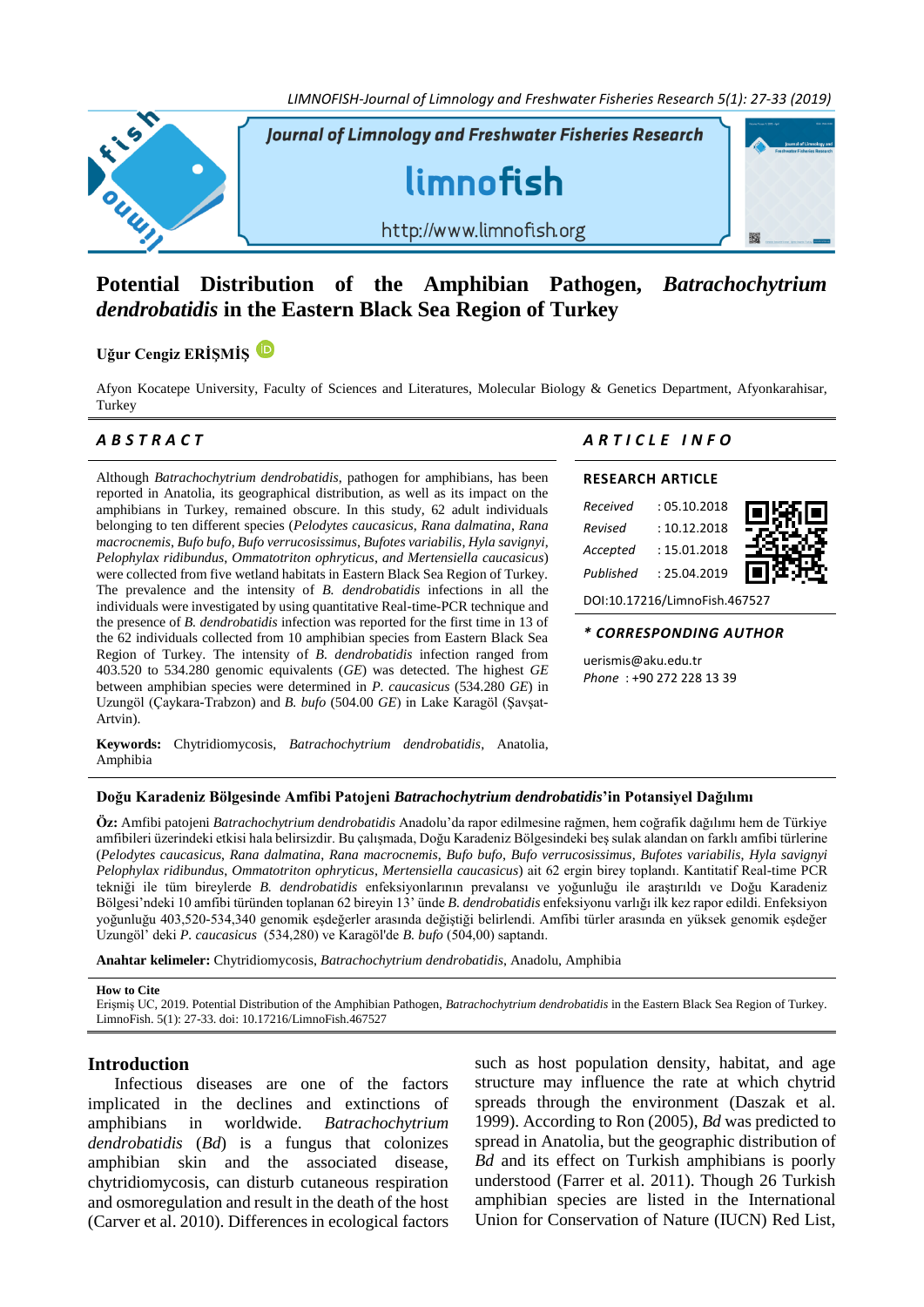# Potential Distribution of the Amphibian Pathogen, *Batrachochytrium dendrobatidis* in the Eastern Black Sea Region of Turkey

**Uğur Cengiz ERİŞMİŞ**

Afyon Kocatepe University, Faculty of Sciences and Literatures, Molecular Biology & Genetics Department, Afyonkarahisar, Turkey

## ABSTRACT

Although *Batrachochytrium dendrobatidis*, pathogen for amphibians, has been reported in Anatolia, its geographical distribution, as well as its impact on the amphibians in Turkey, remained obscure. In this study, 62 adult individuals belonging to ten different species (*Pelodytes caucasicus*, *Rana dalmatina*, *Rana macrocnemis*, *Bufo bufo*, *Bufo verrucosissimus*, *Bufotes variabilis*, *Hyla savignyi*, *Pelophylax ridibundus*, *Ommatotriton ophryticus*, *and Mertensiella caucasicus*) were collected from five wetland habitats in Eastern Black Sea Region of Turkey. The prevalence and the intensity of *B. dendrobatidis* infections in all the individuals were investigated by using quantitative Real-time-PCR technique and the presence of *B. dendrobatidis* infection was reported for the first time in 13 of the 62 individuals collected from 10 amphibian species from Eastern Black Sea Region of Turkey. The intensity of *B. dendrobatidis* infection ranged from 403.520 to 534.280 genomic equivalents (*GE*) was detected. The highest *GE* between amphibian species were determined in *P. caucasicus* (534.280 *GE*) in Uzungöl (Çaykara-Trabzon) and *B. bufo* (504.00 *GE*) in Lake Karagöl (Şavşat-Artvin).

**Keywords:** Chytridiomycosis, *Batrachochytrium dendrobatidis*, Anatolia, Amphibia

## ARTICLE INFO

**RESEARCH ARTICLE**

*Received* : 05.10.2018
*Revised* : 10.12.2018
*Accepted* : 15.01.2018
*Published* : 25.04.2019

DOI:10.17216/LimnoFish.467527

**\* CORRESPONDING AUTHOR**

uerismis@aku.edu.tr
*Phone* : +90 272 228 13 39

### Doğu Karadeniz Bölgesinde Amfibi Patojeni *Batrachochytrium dendrobatidis*'in Potansiyel Dağılımı

**Öz:** Amfibi patojeni *Batrachochytrium dendrobatidis* Anadolu'da rapor edilmesine rağmen, hem coğrafik dağılımı hem de Türkiye amfibileri üzerindeki etkisi hala belirsizdir. Bu çalışmada, Doğu Karadeniz Bölgesindeki beş sulak alandan on farklı amfibi türlerine (*Pelodytes caucasicus*, *Rana dalmatina*, *Rana macrocnemis*, *Bufo bufo*, *Bufo verrucosissimus*, *Bufotes variabilis*, *Hyla savignyi Pelophylax ridibundus*, *Ommatotriton ophryticus*, *Mertensiella caucasicus*) ait 62 ergin birey toplandı. Kantitatif Real-time PCR tekniği ile tüm bireylerde *B. dendrobatidis* enfeksiyonlarının prevalansı ve yoğunluğu ile araştırıldı ve Doğu Karadeniz Bölgesi'ndeki 10 amfibi türünden toplanan 62 bireyin 13' ünde *B. dendrobatidis* enfeksiyonu varlığı ilk kez rapor edildi. Enfeksiyon yoğunluğu 403,520-534,340 genomik eşdeğerler arasında değiştiği belirlendi. Amfibi türler arasında en yüksek genomik eşdeğer Uzungöl' deki *P. caucasicus* (534,280) ve Karagöl'de *B. bufo* (504,00) saptandı.

**Anahtar kelimeler:** Chytridiomycosis, *Batrachochytrium dendrobatidis*, Anadolu, Amphibia

**How to Cite**
Erişmiş UC, 2019. Potential Distribution of the Amphibian Pathogen, *Batrachochytrium dendrobatidis* in the Eastern Black Sea Region of Turkey. LimnoFish. 5(1): 27-33. doi: 10.17216/LimnoFish.467527

## Introduction

Infectious diseases are one of the factors implicated in the declines and extinctions of amphibians in worldwide. *Batrachochytrium dendrobatidis* (*Bd*) is a fungus that colonizes amphibian skin and the associated disease, chytridiomycosis, can disturb cutaneous respiration and osmoregulation and result in the death of the host (Carver et al. 2010). Differences in ecological factors such as host population density, habitat, and age structure may influence the rate at which chytrid spreads through the environment (Daszak et al. 1999). According to Ron (2005), *Bd* was predicted to spread in Anatolia, but the geographic distribution of *Bd* and its effect on Turkish amphibians is poorly understood (Farrer et al. 2011). Though 26 Turkish amphibian species are listed in the International Union for Conservation of Nature (IUCN) Red List,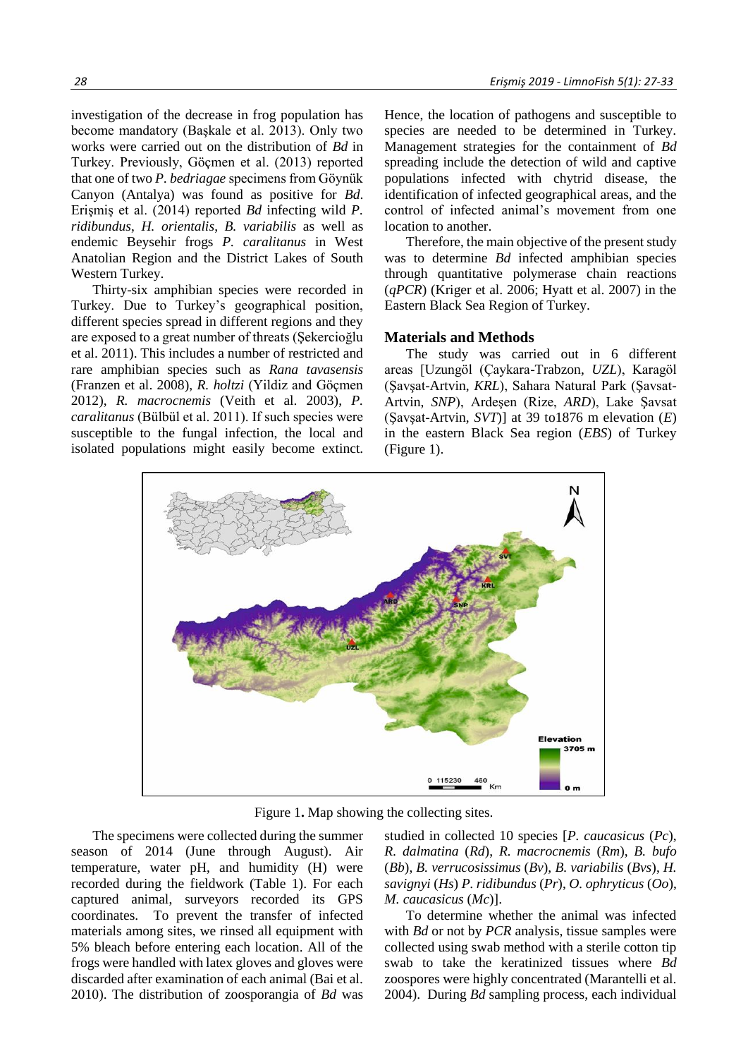investigation of the decrease in frog population has become mandatory (Başkale et al. 2013). Only two works were carried out on the distribution of *Bd* in Turkey. Previously, Göçmen et al. (2013) reported that one of two *P. bedriagae* specimens from Göynük Canyon (Antalya) was found as positive for *Bd*. Erişmiş et al. (2014) reported *Bd* infecting wild *P. ridibundus*, *H. orientalis*, *B. variabilis* as well as endemic Beysehir frogs *P. caralitanus* in West Anatolian Region and the District Lakes of South Western Turkey.

Thirty-six amphibian species were recorded in Turkey. Due to Turkey's geographical position, different species spread in different regions and they are exposed to a great number of threats (Şekercioğlu et al. 2011). This includes a number of restricted and rare amphibian species such as *Rana tavasensis* (Franzen et al. 2008), *R. holtzi* (Yildiz and Göçmen 2012), *R. macrocnemis* (Veith et al. 2003), *P. caralitanus* (Bülbül et al. 2011). If such species were susceptible to the fungal infection, the local and isolated populations might easily become extinct. Hence, the location of pathogens and susceptible to species are needed to be determined in Turkey. Management strategies for the containment of *Bd* spreading include the detection of wild and captive populations infected with chytrid disease, the identification of infected geographical areas, and the control of infected animal's movement from one location to another.

Therefore, the main objective of the present study was to determine *Bd* infected amphibian species through quantitative polymerase chain reactions (*qPCR*) (Kriger et al. 2006; Hyatt et al. 2007) in the Eastern Black Sea Region of Turkey.

## Materials and Methods

The study was carried out in 6 different areas [Uzungöl (Çaykara-Trabzon, *UZL*), Karagöl (Şavşat-Artvin, *KRL*), Sahara Natural Park (Şavsat-Artvin, *SNP*), Ardeşen (Rize, *ARD*), Lake Şavsat (Şavşat-Artvin, *SVT*)] at 39 to1876 m elevation (*E*) in the eastern Black Sea region (*EBS*) of Turkey (Figure 1).

Figure 1**.** Map showing the collecting sites.

The specimens were collected during the summer season of 2014 (June through August). Air temperature, water pH, and humidity (H) were recorded during the fieldwork (Table 1). For each captured animal, surveyors recorded its GPS coordinates. To prevent the transfer of infected materials among sites, we rinsed all equipment with 5% bleach before entering each location. All of the frogs were handled with latex gloves and gloves were discarded after examination of each animal (Bai et al. 2010). The distribution of zoosporangia of *Bd* was studied in collected 10 species [*P. caucasicus* (*Pc*), *R. dalmatina* (*Rd*), *R. macrocnemis* (*Rm*), *B. bufo* (*Bb*), *B. verrucosissimus* (*Bv*), *B. variabilis* (*Bvs*), *H. savignyi* (*Hs*) *P. ridibundus* (*Pr*), *O. ophryticus* (*Oo*), *M. caucasicus* (*Mc*)].

To determine whether the animal was infected with *Bd* or not by *PCR* analysis, tissue samples were collected using swab method with a sterile cotton tip swab to take the keratinized tissues where *Bd* zoospores were highly concentrated (Marantelli et al. 2004). During *Bd* sampling process, each individual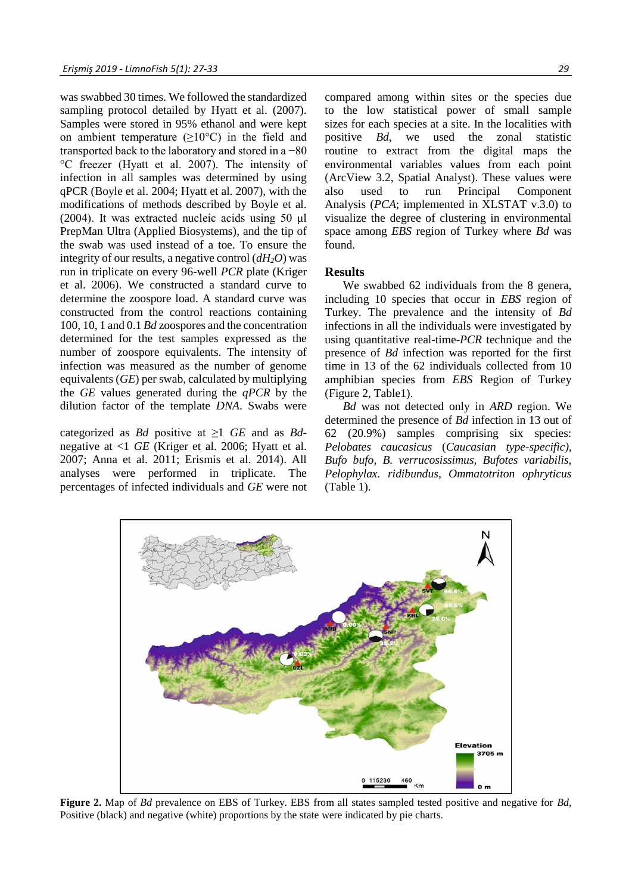was swabbed 30 times. We followed the standardized sampling protocol detailed by Hyatt et al. (2007). Samples were stored in 95% ethanol and were kept on ambient temperature (≥10°C) in the field and transported back to the laboratory and stored in a −80 °C freezer (Hyatt et al. 2007). The intensity of infection in all samples was determined by using qPCR (Boyle et al. 2004; Hyatt et al. 2007), with the modifications of methods described by Boyle et al. (2004). It was extracted nucleic acids using 50 μl PrepMan Ultra (Applied Biosystems), and the tip of the swab was used instead of a toe. To ensure the integrity of our results, a negative control ($dH_2O$) was run in triplicate on every 96-well *PCR* plate (Kriger et al. 2006). We constructed a standard curve to determine the zoospore load. A standard curve was constructed from the control reactions containing 100, 10, 1 and 0.1 *Bd* zoospores and the concentration determined for the test samples expressed as the number of zoospore equivalents. The intensity of infection was measured as the number of genome equivalents (*GE*) per swab, calculated by multiplying the *GE* values generated during the *qPCR* by the dilution factor of the template *DNA*. Swabs were categorized as *Bd* positive at ≥1 *GE* and as *Bd*-negative at <1 *GE* (Kriger et al. 2006; Hyatt et al. 2007; Anna et al. 2011; Erismis et al. 2014). All analyses were performed in triplicate. The percentages of infected individuals and *GE* were not compared among within sites or the species due to the low statistical power of small sample sizes for each species at a site. In the localities with positive *Bd*, we used the zonal statistic routine to extract from the digital maps the environmental variables values from each point (ArcView 3.2, Spatial Analyst). These values were also used to run Principal Component Analysis (*PCA*; implemented in XLSTAT v.3.0) to visualize the degree of clustering in environmental space among *EBS* region of Turkey where *Bd* was found.

## Results

We swabbed 62 individuals from the 8 genera, including 10 species that occur in *EBS* region of Turkey. The prevalence and the intensity of *Bd* infections in all the individuals were investigated by using quantitative real-time-*PCR* technique and the presence of *Bd* infection was reported for the first time in 13 of the 62 individuals collected from 10 amphibian species from *EBS* Region of Turkey (Figure 2, Table1).

*Bd* was not detected only in *ARD* region. We determined the presence of *Bd* infection in 13 out of 62 (20.9%) samples comprising six species: *Pelobates caucasicus* (*Caucasian type-specific), Bufo bufo, B. verrucosissimus, Bufotes variabilis, Pelophylax. ridibundus, Ommatotriton ophryticus* (Table 1).

**Figure 2.** Map of *Bd* prevalence on EBS of Turkey. EBS from all states sampled tested positive and negative for *Bd*, Positive (black) and negative (white) proportions by the state were indicated by pie charts.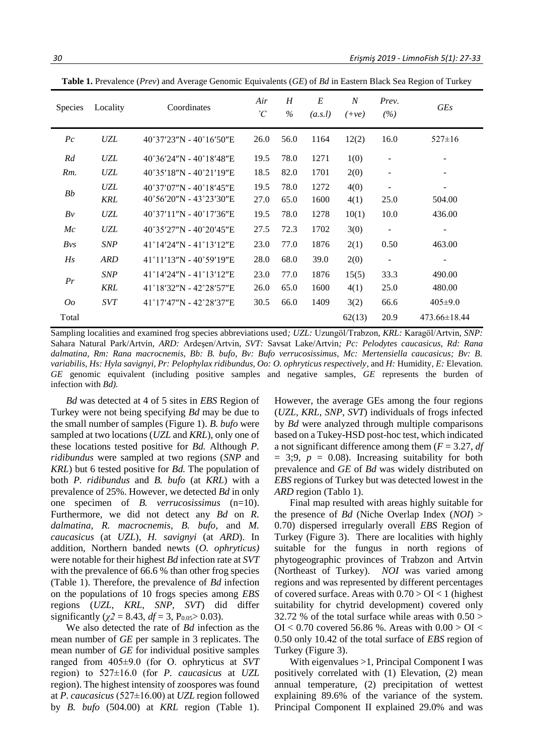**Table 1.** Prevalence (*Prev*) and Average Genomic Equivalents (*GE*) of *Bd* in Eastern Black Sea Region of Turkey

| Species | Locality | Coordinates | *Air* ˚*C* | *H* % | *E* (*a.s.l*) | *N* (*+ve*) | *Prev.* (*%*) | *GEs* |
|---|---|---|---|---|---|---|---|---|
| *Pc* | *UZL* | 40˚37′23″N - 40˚16′50″E | 26.0 | 56.0 | 1164 | 12(2) | 16.0 | 527±16 |
| *Rd* | *UZL* | 40˚36′24″N - 40˚18′48″E | 19.5 | 78.0 | 1271 | 1(0) | - | - |
| *Rm.* | *UZL* | 40˚35′18″N - 40˚21′19″E | 18.5 | 82.0 | 1701 | 2(0) | - | - |
| *Bb* | *UZL* | 40˚37′07″N - 40˚18′45″E | 19.5 | 78.0 | 1272 | 4(0) | - | - |
| | *KRL* | 40˚56′20″N - 43˚23′30″E | 27.0 | 65.0 | 1600 | 4(1) | 25.0 | 504.00 |
| *Bv* | *UZL* | 40˚37′11″N - 40˚17′36″E | 19.5 | 78.0 | 1278 | 10(1) | 10.0 | 436.00 |
| *Mc* | *UZL* | 40˚35′27″N - 40˚20′45″E | 27.5 | 72.3 | 1702 | 3(0) | - | - |
| *Bvs* | *SNP* | 41˚14′24″N - 41˚13′12″E | 23.0 | 77.0 | 1876 | 2(1) | 0.50 | 463.00 |
| *Hs* | *ARD* | 41˚11′13″N - 40˚59′19″E | 28.0 | 68.0 | 39.0 | 2(0) | - | - |
| *Pr* | *SNP* | 41˚14′24″N - 41˚13′12″E | 23.0 | 77.0 | 1876 | 15(5) | 33.3 | 490.00 |
| | *KRL* | 41˚18′32″N - 42˚28′57″E | 26.0 | 65.0 | 1600 | 4(1) | 25.0 | 480.00 |
| *Oo* | *SVT* | 41˚17′47″N - 42˚28′37″E | 30.5 | 66.0 | 1409 | 3(2) | 66.6 | 405±9.0 |
| Total | | | | | | 62(13) | 20.9 | 473.66±18.44 |

Sampling localities and examined frog species abbreviations used*; UZL:* Uzungöl/Trabzon, *KRL:* Karagöl/Artvin, *SNP:* Sahara Natural Park/Artvin, *ARD:* Ardeşen/Artvin, *SVT:* Savsat Lake/Artvin*; Pc: Pelodytes caucasicus, Rd: Rana dalmatina, Rm: Rana macrocnemis, Bb: B. bufo, Bv: Bufo verrucosissimus, Mc: Mertensiella caucasicus; Bv: B. variabilis, Hs: Hyla savignyi, Pr: Pelophylax ridibundus, Oo: O. ophryticus respectively,* and *H:* Humidity*, E:* Elevation*. GE* genomic equivalent (including positive samples and negative samples*, GE* represents the burden of infection with *Bd).*

*Bd* was detected at 4 of 5 sites in *EBS* Region of Turkey were not being specifying *Bd* may be due to the small number of samples (Figure 1). *B. bufo* were sampled at two locations (*UZL* and *KRL*), only one of these locations tested positive for *Bd.* Although *P. ridibundus* were sampled at two regions (*SNP* and *KRL*) but 6 tested positive for *Bd.* The population of both *P. ridibundus* and *B. bufo* (at *KRL*) with a prevalence of 25%. However, we detected *Bd* in only one specimen of *B. verrucosissimus* (n=10). Furthermore, we did not detect any *Bd* on *R. dalmatina*, *R. macrocnemis*, *B. bufo*, and *M. caucasicus* (at *UZL*), *H. savignyi* (at *ARD*). In addition, Northern banded newts (*O. ophryticus)* were notable for their highest *Bd* infection rate at *SVT* with the prevalence of 66.6 % than other frog species (Table 1). Therefore, the prevalence of *Bd* infection on the populations of 10 frogs species among *EBS* regions (*UZL, KRL, SNP, SVT*) did differ significantly ($\chi 2$ = 8.43, *df* = 3, $P_{0.05}$> 0.03).

We also detected the rate of *Bd* infection as the mean number of *GE* per sample in 3 replicates. The mean number of *GE* for individual positive samples ranged from 405±9.0 (for O. ophryticus at *SVT* region) to 527±16.0 (for *P. caucasicus* at *UZL* region). The highest intensity of zoospores was found at *P. caucasicus* (527±16.00) at *UZL* region followed by *B. bufo* (504.00) at *KRL* region (Table 1). However, the average GEs among the four regions (*UZL, KRL, SNP, SVT*) individuals of frogs infected by *Bd* were analyzed through multiple comparisons based on a Tukey-HSD post-hoc test, which indicated a not significant difference among them (*F* = 3.27, *df* = 3;9, *p* = 0.08). Increasing suitability for both prevalence and *GE* of *Bd* was widely distributed on *EBS* regions of Turkey but was detected lowest in the *ARD* region (Tablo 1).

Final map resulted with areas highly suitable for the presence of *Bd* (Niche Overlap Index (*NOI*) > 0.70) dispersed irregularly overall *EBS* Region of Turkey (Figure 3). There are localities with highly suitable for the fungus in north regions of phytogeographic provinces of Trabzon and Artvin (Northeast of Turkey). *NOI* was varied among regions and was represented by different percentages of covered surface. Areas with 0.70 > OI < 1 (highest suitability for chytrid development) covered only 32.72 % of the total surface while areas with 0.50 > OI < 0.70 covered 56.86 %. Areas with 0.00 > OI < 0.50 only 10.42 of the total surface of *EBS* region of Turkey (Figure 3).

With eigenvalues >1, Principal Component I was positively correlated with (1) Elevation, (2) mean annual temperature, (2) precipitation of wettest explaining 89.6% of the variance of the system. Principal Component II explained 29.0% and was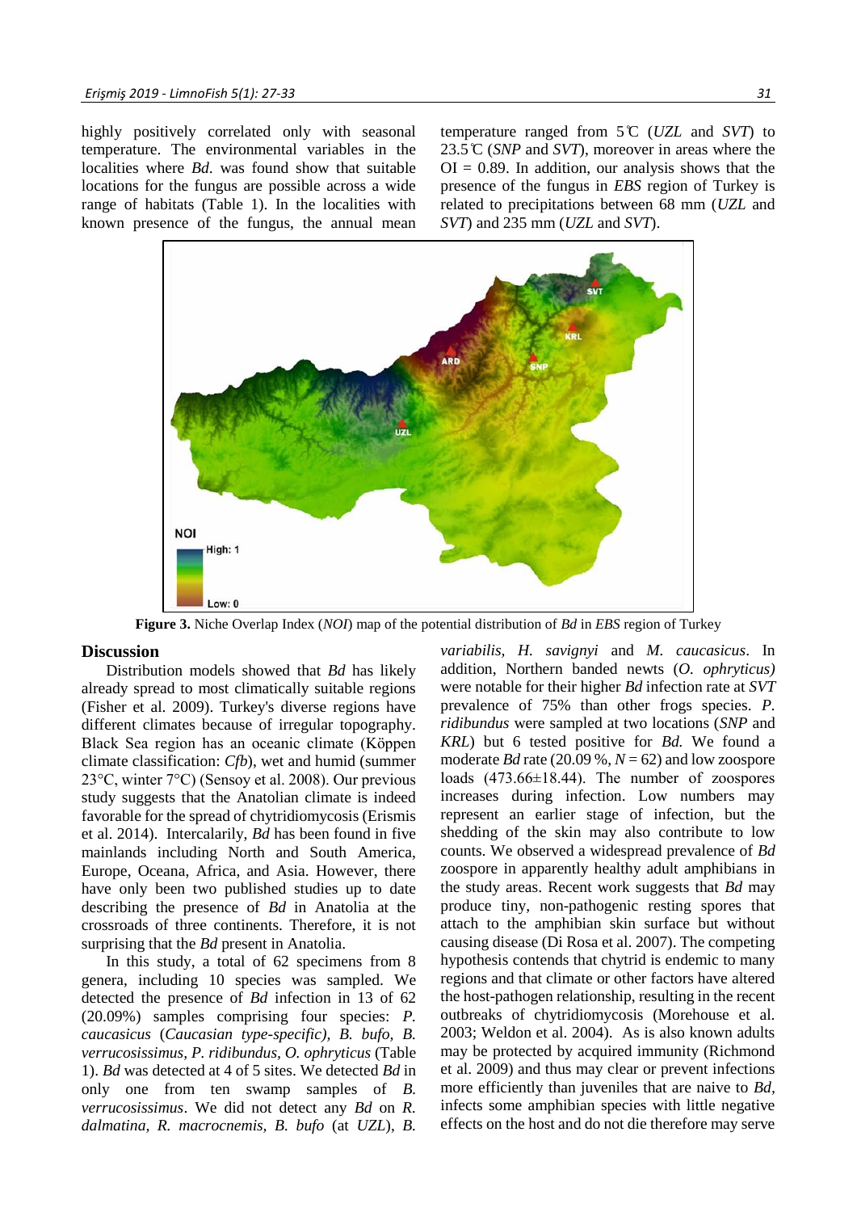highly positively correlated only with seasonal temperature. The environmental variables in the localities where *Bd*. was found show that suitable locations for the fungus are possible across a wide range of habitats (Table 1). In the localities with known presence of the fungus, the annual mean temperature ranged from 5℃ (*UZL* and *SVT*) to 23.5℃ (*SNP* and *SVT*), moreover in areas where the OI = 0.89. In addition, our analysis shows that the presence of the fungus in *EBS* region of Turkey is related to precipitations between 68 mm (*UZL* and *SVT*) and 235 mm (*UZL* and *SVT*).

**Figure 3.** Niche Overlap Index (*NOI*) map of the potential distribution of *Bd* in *EBS* region of Turkey

## Discussion

Distribution models showed that *Bd* has likely already spread to most climatically suitable regions (Fisher et al. 2009). Turkey's diverse regions have different climates because of irregular topography. Black Sea region has an oceanic climate (Köppen climate classification: *Cfb*), wet and humid (summer 23°C, winter 7°C) (Sensoy et al. 2008). Our previous study suggests that the Anatolian climate is indeed favorable for the spread of chytridiomycosis (Erismis et al. 2014). Intercalarily, *Bd* has been found in five mainlands including North and South America, Europe, Oceana, Africa, and Asia. However, there have only been two published studies up to date describing the presence of *Bd* in Anatolia at the crossroads of three continents. Therefore, it is not surprising that the *Bd* present in Anatolia.

In this study, a total of 62 specimens from 8 genera, including 10 species was sampled. We detected the presence of *Bd* infection in 13 of 62 (20.09%) samples comprising four species: *P. caucasicus* (*Caucasian type-specific), B. bufo, B. verrucosissimus*, *P. ridibundus, O. ophryticus* (Table 1). *Bd* was detected at 4 of 5 sites. We detected *Bd* in only one from ten swamp samples of *B. verrucosissimus*. We did not detect any *Bd* on *R. dalmatina, R. macrocnemis, B. bufo* (at *UZL*), *B. variabilis, H. savignyi* and *M. caucasicus*. In addition, Northern banded newts (*O. ophryticus)* were notable for their higher *Bd* infection rate at *SVT* prevalence of 75% than other frogs species. *P. ridibundus* were sampled at two locations (*SNP* and *KRL*) but 6 tested positive for *Bd.* We found a moderate *Bd* rate (20.09 %, *N* = 62) and low zoospore loads (473.66±18.44). The number of zoospores increases during infection. Low numbers may represent an earlier stage of infection, but the shedding of the skin may also contribute to low counts. We observed a widespread prevalence of *Bd* zoospore in apparently healthy adult amphibians in the study areas. Recent work suggests that *Bd* may produce tiny, non-pathogenic resting spores that attach to the amphibian skin surface but without causing disease (Di Rosa et al. 2007). The competing hypothesis contends that chytrid is endemic to many regions and that climate or other factors have altered the host-pathogen relationship, resulting in the recent outbreaks of chytridiomycosis (Morehouse et al. 2003; Weldon et al. 2004). As is also known adults may be protected by acquired immunity (Richmond et al. 2009) and thus may clear or prevent infections more efficiently than juveniles that are naive to *Bd*, infects some amphibian species with little negative effects on the host and do not die therefore may serve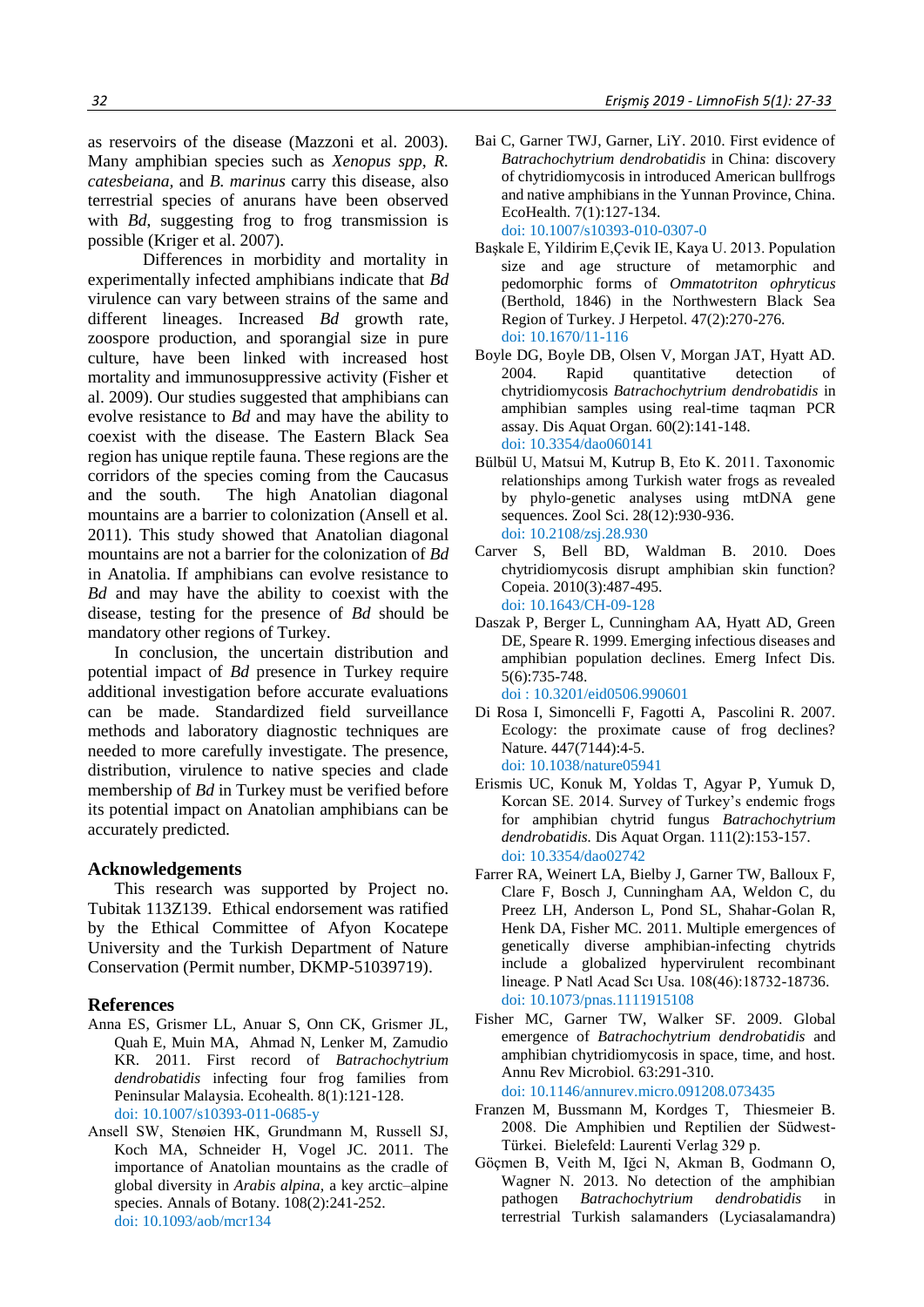as reservoirs of the disease (Mazzoni et al. 2003). Many amphibian species such as *Xenopus spp*, *R. catesbeiana*, and *B. marinus* carry this disease, also terrestrial species of anurans have been observed with *Bd*, suggesting frog to frog transmission is possible (Kriger et al. 2007).

Differences in morbidity and mortality in experimentally infected amphibians indicate that *Bd* virulence can vary between strains of the same and different lineages. Increased *Bd* growth rate, zoospore production, and sporangial size in pure culture, have been linked with increased host mortality and immunosuppressive activity (Fisher et al. 2009). Our studies suggested that amphibians can evolve resistance to *Bd* and may have the ability to coexist with the disease. The Eastern Black Sea region has unique reptile fauna. These regions are the corridors of the species coming from the Caucasus and the south. The high Anatolian diagonal mountains are a barrier to colonization (Ansell et al. 2011). This study showed that Anatolian diagonal mountains are not a barrier for the colonization of *Bd* in Anatolia. If amphibians can evolve resistance to *Bd* and may have the ability to coexist with the disease, testing for the presence of *Bd* should be mandatory other regions of Turkey.

In conclusion, the uncertain distribution and potential impact of *Bd* presence in Turkey require additional investigation before accurate evaluations can be made. Standardized field surveillance methods and laboratory diagnostic techniques are needed to more carefully investigate. The presence, distribution, virulence to native species and clade membership of *Bd* in Turkey must be verified before its potential impact on Anatolian amphibians can be accurately predicted.

## Acknowledgements

This research was supported by Project no. Tubitak 113Z139. Ethical endorsement was ratified by the Ethical Committee of Afyon Kocatepe University and the Turkish Department of Nature Conservation (Permit number, DKMP-51039719).

## References

Anna ES, Grismer LL, Anuar S, Onn CK, Grismer JL, Quah E, Muin MA, Ahmad N, Lenker M, Zamudio KR. 2011. First record of *Batrachochytrium dendrobatidis* infecting four frog families from Peninsular Malaysia. Ecohealth. 8(1):121-128. doi: 10.1007/s10393-011-0685-y

Ansell SW, Stenøien HK, Grundmann M, Russell SJ, Koch MA, Schneider H, Vogel JC. 2011. The importance of Anatolian mountains as the cradle of global diversity in *Arabis alpina*, a key arctic–alpine species. Annals of Botany. 108(2):241-252. doi: 10.1093/aob/mcr134

Bai C, Garner TWJ, Garner, LiY. 2010. First evidence of *Batrachochytrium dendrobatidis* in China: discovery of chytridiomycosis in introduced American bullfrogs and native amphibians in the Yunnan Province, China. EcoHealth. 7(1):127-134. doi: 10.1007/s10393-010-0307-0

Başkale E, Yildirim E,Çevik IE, Kaya U. 2013. Population size and age structure of metamorphic and pedomorphic forms of *Ommatotriton ophryticus* (Berthold, 1846) in the Northwestern Black Sea Region of Turkey. J Herpetol. 47(2):270-276. doi: 10.1670/11-116

Boyle DG, Boyle DB, Olsen V, Morgan JAT, Hyatt AD. 2004. Rapid quantitative detection of chytridiomycosis *Batrachochytrium dendrobatidis* in amphibian samples using real-time taqman PCR assay. Dis Aquat Organ. 60(2):141-148. doi: 10.3354/dao060141

Bülbül U, Matsui M, Kutrup B, Eto K. 2011. Taxonomic relationships among Turkish water frogs as revealed by phylo-genetic analyses using mtDNA gene sequences. Zool Sci. 28(12):930-936. doi: 10.2108/zsj.28.930

Carver S, Bell BD, Waldman B. 2010. Does chytridiomycosis disrupt amphibian skin function? Copeia. 2010(3):487-495. doi: 10.1643/CH-09-128

Daszak P, Berger L, Cunningham AA, Hyatt AD, Green DE, Speare R. 1999. Emerging infectious diseases and amphibian population declines. Emerg Infect Dis. 5(6):735-748. doi : 10.3201/eid0506.990601

Di Rosa I, Simoncelli F, Fagotti A, Pascolini R. 2007. Ecology: the proximate cause of frog declines? Nature. 447(7144):4-5. doi: 10.1038/nature05941

Erismis UC, Konuk M, Yoldas T, Agyar P, Yumuk D, Korcan SE. 2014. Survey of Turkey's endemic frogs for amphibian chytrid fungus *Batrachochytrium dendrobatidis.* Dis Aquat Organ. 111(2):153-157. doi: 10.3354/dao02742

Farrer RA, Weinert LA, Bielby J, Garner TW, Balloux F, Clare F, Bosch J, Cunningham AA, Weldon C, du Preez LH, Anderson L, Pond SL, Shahar-Golan R, Henk DA, Fisher MC. 2011. Multiple emergences of genetically diverse amphibian-infecting chytrids include a globalized hypervirulent recombinant lineage. P Natl Acad Scı Usa. 108(46):18732-18736. doi: 10.1073/pnas.1111915108

Fisher MC, Garner TW, Walker SF. 2009. Global emergence of *Batrachochytrium dendrobatidis* and amphibian chytridiomycosis in space, time, and host. Annu Rev Microbiol. 63:291-310. doi: 10.1146/annurev.micro.091208.073435

Franzen M, Bussmann M, Kordges T, Thiesmeier B. 2008. Die Amphibien und Reptilien der Südwest-Türkei. Bielefeld: Laurenti Verlag 329 p.

Göçmen B, Veith M, Iğci N, Akman B, Godmann O, Wagner N. 2013. No detection of the amphibian pathogen *Batrachochytrium dendrobatidis* in terrestrial Turkish salamanders (Lyciasalamandra)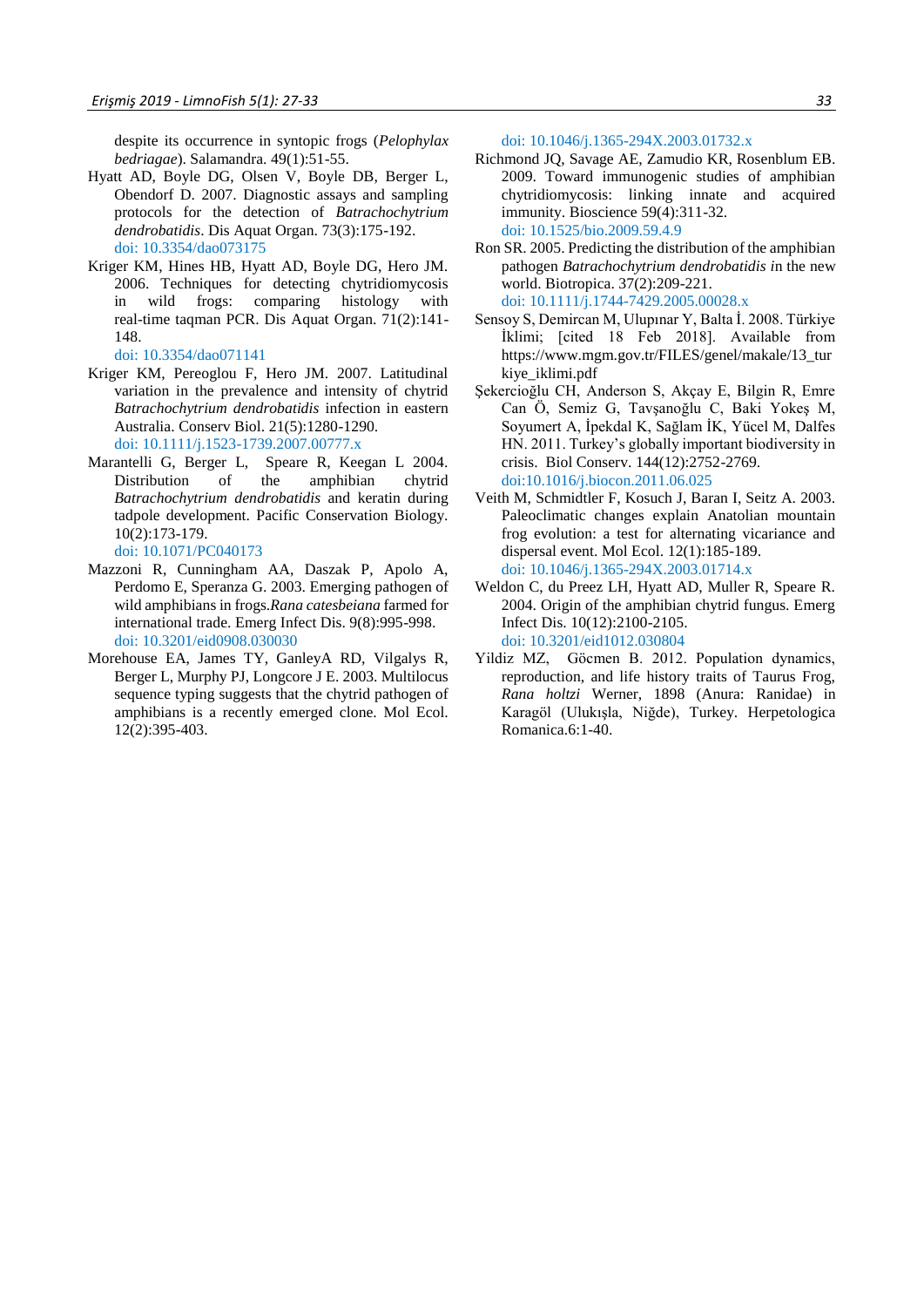despite its occurrence in syntopic frogs (*Pelophylax bedriagae*). Salamandra. 49(1):51-55.

Hyatt AD, Boyle DG, Olsen V, Boyle DB, Berger L, Obendorf D. 2007. Diagnostic assays and sampling protocols for the detection of *Batrachochytrium dendrobatidis*. Dis Aquat Organ. 73(3):175-192. doi: 10.3354/dao073175

Kriger KM, Hines HB, Hyatt AD, Boyle DG, Hero JM. 2006. Techniques for detecting chytridiomycosis in wild frogs: comparing histology with real-time taqman PCR. Dis Aquat Organ. 71(2):141-148. doi: 10.3354/dao071141

Kriger KM, Pereoglou F, Hero JM. 2007. Latitudinal variation in the prevalence and intensity of chytrid *Batrachochytrium dendrobatidis* infection in eastern Australia. Conserv Biol. 21(5):1280-1290. doi: 10.1111/j.1523-1739.2007.00777.x

Marantelli G, Berger L, Speare R, Keegan L 2004. Distribution of the amphibian chytrid *Batrachochytrium dendrobatidis* and keratin during tadpole development. Pacific Conservation Biology. 10(2):173-179. doi: 10.1071/PC040173

Mazzoni R, Cunningham AA, Daszak P, Apolo A, Perdomo E, Speranza G. 2003. Emerging pathogen of wild amphibians in frogs.*Rana catesbeiana* farmed for international trade. Emerg Infect Dis. 9(8):995-998. doi: 10.3201/eid0908.030030

Morehouse EA, James TY, GanleyA RD, Vilgalys R, Berger L, Murphy PJ, Longcore J E. 2003. Multilocus sequence typing suggests that the chytrid pathogen of amphibians is a recently emerged clone. Mol Ecol. 12(2):395-403. doi: 10.1046/j.1365-294X.2003.01732.x

Richmond JQ, Savage AE, Zamudio KR, Rosenblum EB. 2009. Toward immunogenic studies of amphibian chytridiomycosis: linking innate and acquired immunity. Bioscience 59(4):311-32. doi: 10.1525/bio.2009.59.4.9

Ron SR. 2005. Predicting the distribution of the amphibian pathogen *Batrachochytrium dendrobatidis i*n the new world. Biotropica. 37(2):209-221. doi: 10.1111/j.1744-7429.2005.00028.x

Sensoy S, Demircan M, Ulupınar Y, Balta İ. 2008. Türkiye İklimi; [cited 18 Feb 2018]. Available from https://www.mgm.gov.tr/FILES/genel/makale/13_turkiye_iklimi.pdf

Şekercioğlu CH, Anderson S, Akçay E, Bilgin R, Emre Can Ö, Semiz G, Tavşanoğlu C, Baki Yokeş M, Soyumert A, İpekdal K, Sağlam İK, Yücel M, Dalfes HN. 2011. Turkey's globally important biodiversity in crisis. Biol Conserv. 144(12):2752-2769. doi:10.1016/j.biocon.2011.06.025

Veith M, Schmidtler F, Kosuch J, Baran I, Seitz A. 2003. Paleoclimatic changes explain Anatolian mountain frog evolution: a test for alternating vicariance and dispersal event. Mol Ecol. 12(1):185-189. doi: 10.1046/j.1365-294X.2003.01714.x

Weldon C, du Preez LH, Hyatt AD, Muller R, Speare R. 2004. Origin of the amphibian chytrid fungus. Emerg Infect Dis. 10(12):2100-2105. doi: 10.3201/eid1012.030804

Yildiz MZ, Göcmen B. 2012. Population dynamics, reproduction, and life history traits of Taurus Frog, *Rana holtzi* Werner, 1898 (Anura: Ranidae) in Karagöl (Ulukışla, Niğde), Turkey. Herpetologica Romanica.6:1-40.